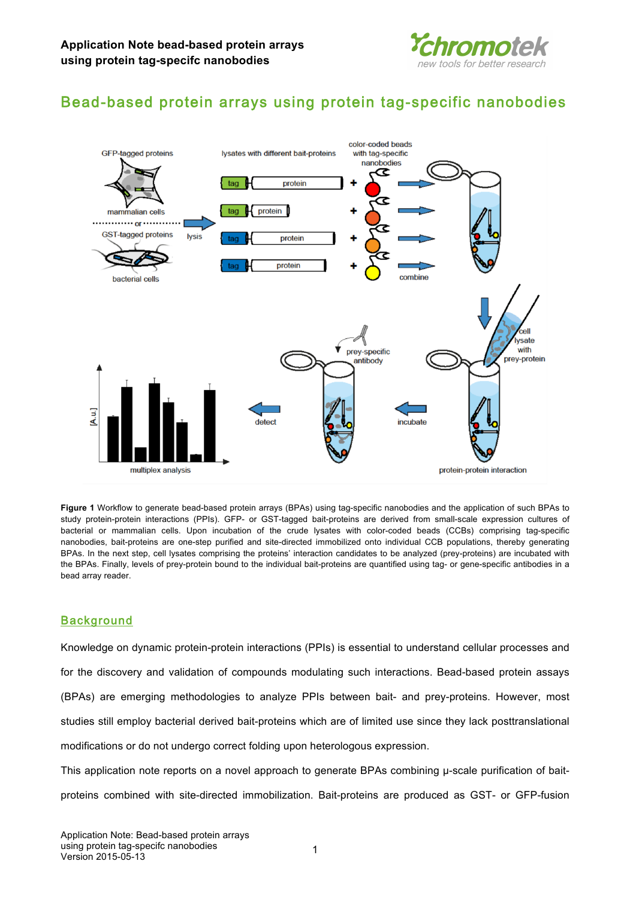# Bead-based protein arrays using protein tag-specific nanobodies

**Figure 1** Workflow to generate bead-based protein arrays (BPAs) using tag-specific nanobodies and the application of such BPAs to study protein-protein interactions (PPIs). GFP- or GST-tagged bait-proteins are derived from small-scale expression cultures of bacterial or mammalian cells. Upon incubation of the crude lysates with color-coded beads (CCBs) comprising tag-specific nanobodies, bait-proteins are one-step purified and site-directed immobilized onto individual CCB populations, thereby generating BPAs. In the next step, cell lysates comprising the proteins' interaction candidates to be analyzed (prey-proteins) are incubated with the BPAs. Finally, levels of prey-protein bound to the individual bait-proteins are quantified using tag- or gene-specific antibodies in a bead array reader.

## Background

Knowledge on dynamic protein-protein interactions (PPIs) is essential to understand cellular processes and for the discovery and validation of compounds modulating such interactions. Bead-based protein assays (BPAs) are emerging methodologies to analyze PPIs between bait- and prey-proteins. However, most studies still employ bacterial derived bait-proteins which are of limited use since they lack posttranslational modifications or do not undergo correct folding upon heterologous expression.

This application note reports on a novel approach to generate BPAs combining µ-scale purification of bait-proteins combined with site-directed immobilization. Bait-proteins are produced as GST- or GFP-fusion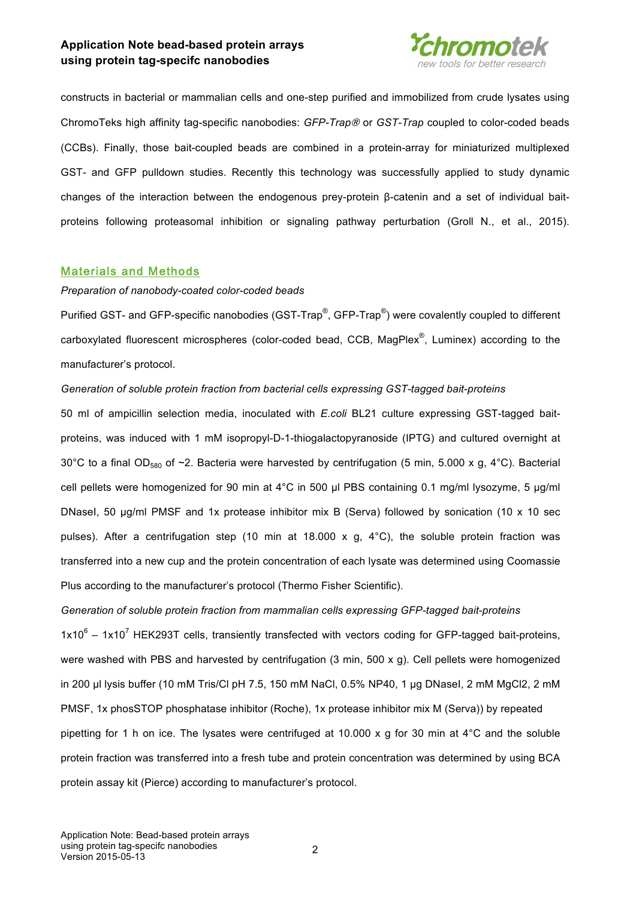constructs in bacterial or mammalian cells and one-step purified and immobilized from crude lysates using ChromoTeks high affinity tag-specific nanobodies: *GFP-Trap®* or *GST-Trap* coupled to color-coded beads (CCBs). Finally, those bait-coupled beads are combined in a protein-array for miniaturized multiplexed GST- and GFP pulldown studies. Recently this technology was successfully applied to study dynamic changes of the interaction between the endogenous prey-protein β-catenin and a set of individual bait-proteins following proteasomal inhibition or signaling pathway perturbation (Groll N., et al., 2015).

## Materials and Methods

*Preparation of nanobody-coated color-coded beads*

Purified GST- and GFP-specific nanobodies (GST-Trap®, GFP-Trap®) were covalently coupled to different carboxylated fluorescent microspheres (color-coded bead, CCB, MagPlex®, Luminex) according to the manufacturer's protocol.

*Generation of soluble protein fraction from bacterial cells expressing GST-tagged bait-proteins*

50 ml of ampicillin selection media, inoculated with *E.coli* BL21 culture expressing GST-tagged bait-proteins, was induced with 1 mM isopropyl-D-1-thiogalactopyranoside (IPTG) and cultured overnight at 30°C to a final $OD_{580}$ of ~2. Bacteria were harvested by centrifugation (5 min, 5.000 x g, 4°C). Bacterial cell pellets were homogenized for 90 min at 4°C in 500 µl PBS containing 0.1 mg/ml lysozyme, 5 µg/ml DNaseI, 50 µg/ml PMSF and 1x protease inhibitor mix B (Serva) followed by sonication (10 x 10 sec pulses). After a centrifugation step (10 min at 18.000 x g, 4°C), the soluble protein fraction was transferred into a new cup and the protein concentration of each lysate was determined using Coomassie Plus according to the manufacturer's protocol (Thermo Fisher Scientific).

*Generation of soluble protein fraction from mammalian cells expressing GFP-tagged bait-proteins*

$1x10^6$ – $1x10^7$ HEK293T cells, transiently transfected with vectors coding for GFP-tagged bait-proteins, were washed with PBS and harvested by centrifugation (3 min, 500 x g). Cell pellets were homogenized in 200 µl lysis buffer (10 mM Tris/Cl pH 7.5, 150 mM NaCl, 0.5% NP40, 1 µg DNaseI, 2 mM MgCl2, 2 mM PMSF, 1x phosSTOP phosphatase inhibitor (Roche), 1x protease inhibitor mix M (Serva)) by repeated pipetting for 1 h on ice. The lysates were centrifuged at 10.000 x g for 30 min at 4°C and the soluble protein fraction was transferred into a fresh tube and protein concentration was determined by using BCA protein assay kit (Pierce) according to manufacturer's protocol.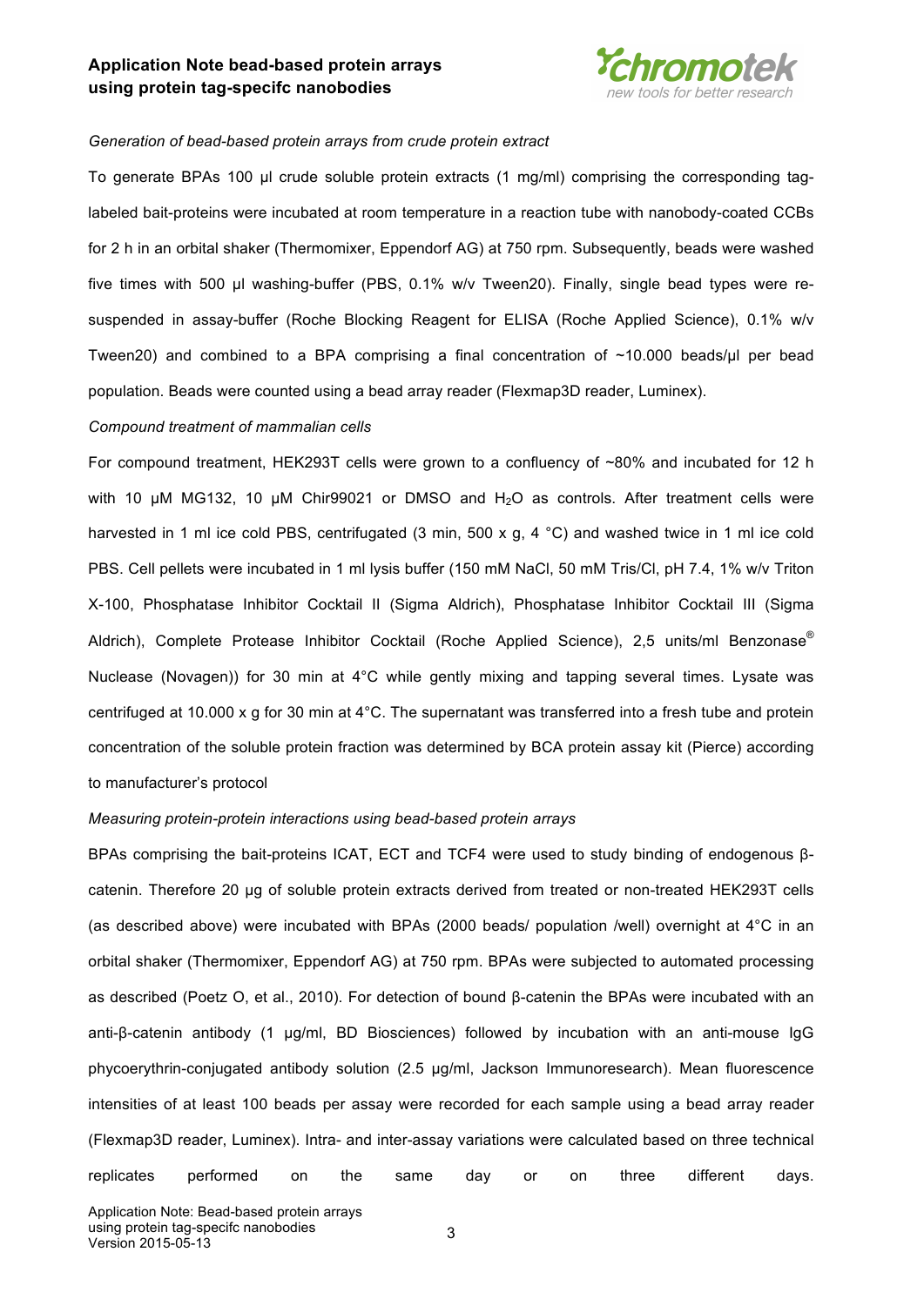*Generation of bead-based protein arrays from crude protein extract*

To generate BPAs 100 µl crude soluble protein extracts (1 mg/ml) comprising the corresponding tag-labeled bait-proteins were incubated at room temperature in a reaction tube with nanobody-coated CCBs for 2 h in an orbital shaker (Thermomixer, Eppendorf AG) at 750 rpm. Subsequently, beads were washed five times with 500 µl washing-buffer (PBS, 0.1% w/v Tween20). Finally, single bead types were re-suspended in assay-buffer (Roche Blocking Reagent for ELISA (Roche Applied Science), 0.1% w/v Tween20) and combined to a BPA comprising a final concentration of ~10.000 beads/µl per bead population. Beads were counted using a bead array reader (Flexmap3D reader, Luminex).

*Compound treatment of mammalian cells*

For compound treatment, HEK293T cells were grown to a confluency of ~80% and incubated for 12 h with 10 µM MG132, 10 µM Chir99021 or DMSO and $H_2O$ as controls. After treatment cells were harvested in 1 ml ice cold PBS, centrifugated (3 min, 500 x g, 4 °C) and washed twice in 1 ml ice cold PBS. Cell pellets were incubated in 1 ml lysis buffer (150 mM NaCl, 50 mM Tris/Cl, pH 7.4, 1% w/v Triton X-100, Phosphatase Inhibitor Cocktail II (Sigma Aldrich), Phosphatase Inhibitor Cocktail III (Sigma Aldrich), Complete Protease Inhibitor Cocktail (Roche Applied Science), 2,5 units/ml Benzonase® Nuclease (Novagen)) for 30 min at 4°C while gently mixing and tapping several times. Lysate was centrifuged at 10.000 x g for 30 min at 4°C. The supernatant was transferred into a fresh tube and protein concentration of the soluble protein fraction was determined by BCA protein assay kit (Pierce) according to manufacturer's protocol

*Measuring protein-protein interactions using bead-based protein arrays*

BPAs comprising the bait-proteins ICAT, ECT and TCF4 were used to study binding of endogenous β-catenin. Therefore 20 µg of soluble protein extracts derived from treated or non-treated HEK293T cells (as described above) were incubated with BPAs (2000 beads/ population /well) overnight at 4°C in an orbital shaker (Thermomixer, Eppendorf AG) at 750 rpm. BPAs were subjected to automated processing as described (Poetz O, et al., 2010). For detection of bound β-catenin the BPAs were incubated with an anti-β-catenin antibody (1 µg/ml, BD Biosciences) followed by incubation with an anti-mouse IgG phycoerythrin-conjugated antibody solution (2.5 µg/ml, Jackson Immunoresearch). Mean fluorescence intensities of at least 100 beads per assay were recorded for each sample using a bead array reader (Flexmap3D reader, Luminex). Intra- and inter-assay variations were calculated based on three technical replicates performed on the same day or on three different days.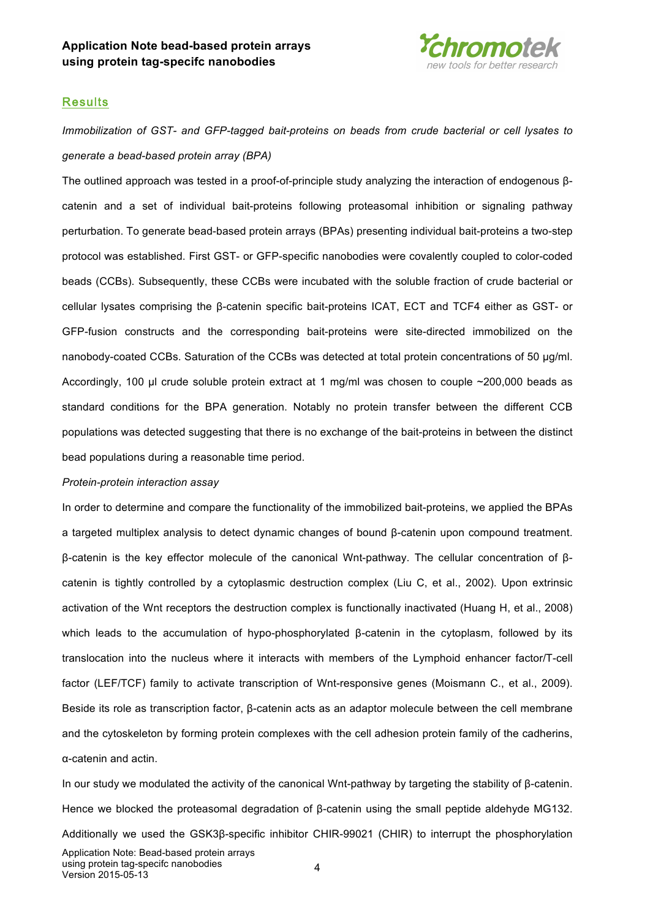## Results

*Immobilization of GST- and GFP-tagged bait-proteins on beads from crude bacterial or cell lysates to generate a bead-based protein array (BPA)*

The outlined approach was tested in a proof-of-principle study analyzing the interaction of endogenous β-catenin and a set of individual bait-proteins following proteasomal inhibition or signaling pathway perturbation. To generate bead-based protein arrays (BPAs) presenting individual bait-proteins a two-step protocol was established. First GST- or GFP-specific nanobodies were covalently coupled to color-coded beads (CCBs). Subsequently, these CCBs were incubated with the soluble fraction of crude bacterial or cellular lysates comprising the β-catenin specific bait-proteins ICAT, ECT and TCF4 either as GST- or GFP-fusion constructs and the corresponding bait-proteins were site-directed immobilized on the nanobody-coated CCBs. Saturation of the CCBs was detected at total protein concentrations of 50 µg/ml. Accordingly, 100 µl crude soluble protein extract at 1 mg/ml was chosen to couple ~200,000 beads as standard conditions for the BPA generation. Notably no protein transfer between the different CCB populations was detected suggesting that there is no exchange of the bait-proteins in between the distinct bead populations during a reasonable time period.

*Protein-protein interaction assay*

In order to determine and compare the functionality of the immobilized bait-proteins, we applied the BPAs a targeted multiplex analysis to detect dynamic changes of bound β-catenin upon compound treatment. β-catenin is the key effector molecule of the canonical Wnt-pathway. The cellular concentration of β-catenin is tightly controlled by a cytoplasmic destruction complex (Liu C, et al., 2002). Upon extrinsic activation of the Wnt receptors the destruction complex is functionally inactivated (Huang H, et al., 2008) which leads to the accumulation of hypo-phosphorylated β-catenin in the cytoplasm, followed by its translocation into the nucleus where it interacts with members of the Lymphoid enhancer factor/T-cell factor (LEF/TCF) family to activate transcription of Wnt-responsive genes (Moismann C., et al., 2009). Beside its role as transcription factor, β-catenin acts as an adaptor molecule between the cell membrane and the cytoskeleton by forming protein complexes with the cell adhesion protein family of the cadherins, α-catenin and actin.

In our study we modulated the activity of the canonical Wnt-pathway by targeting the stability of β-catenin. Hence we blocked the proteasomal degradation of β-catenin using the small peptide aldehyde MG132. Additionally we used the GSK3β-specific inhibitor CHIR-99021 (CHIR) to interrupt the phosphorylation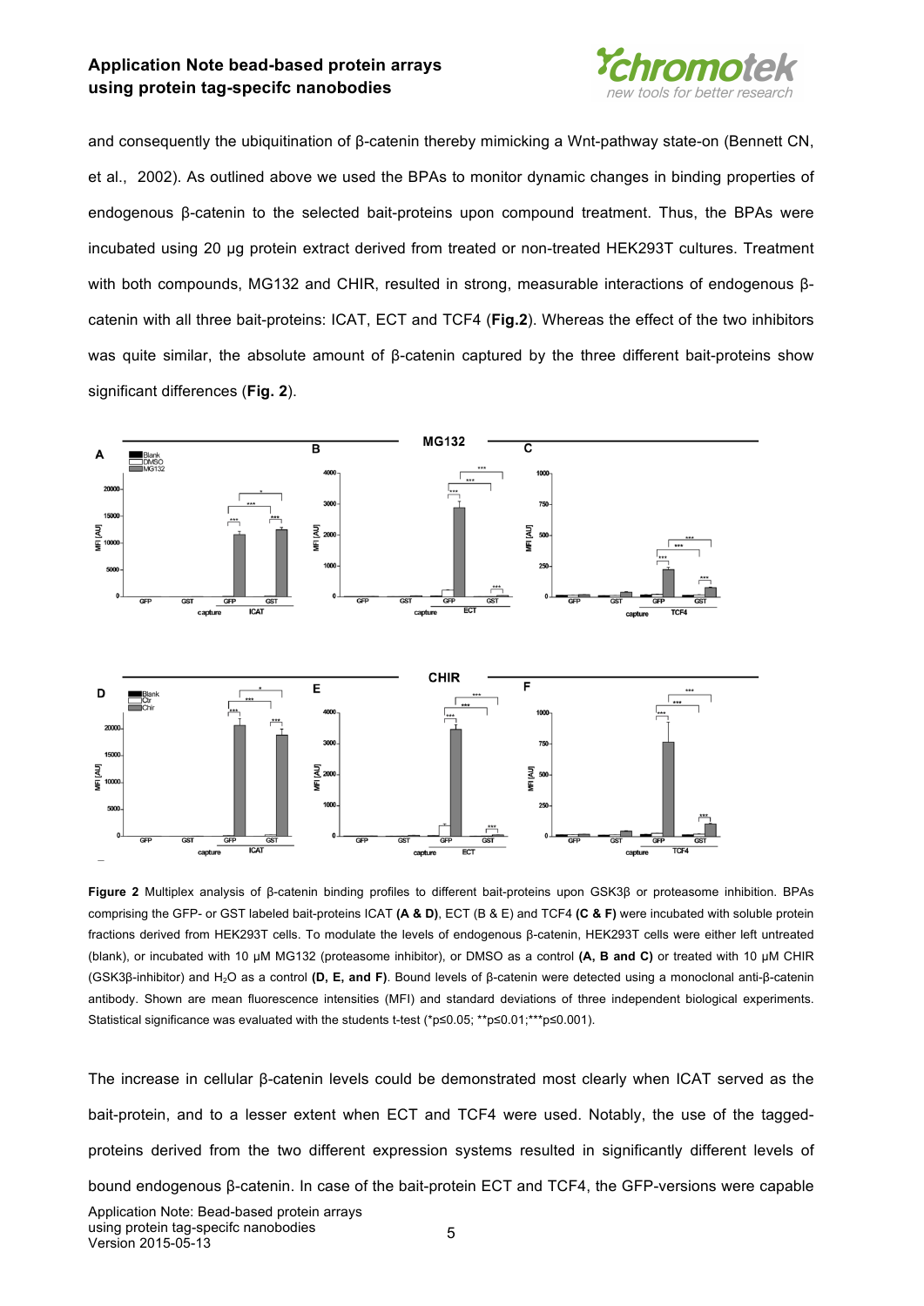and consequently the ubiquitination of β-catenin thereby mimicking a Wnt-pathway state-on (Bennett CN, et al., 2002). As outlined above we used the BPAs to monitor dynamic changes in binding properties of endogenous β-catenin to the selected bait-proteins upon compound treatment. Thus, the BPAs were incubated using 20 µg protein extract derived from treated or non-treated HEK293T cultures. Treatment with both compounds, MG132 and CHIR, resulted in strong, measurable interactions of endogenous β-catenin with all three bait-proteins: ICAT, ECT and TCF4 (**Fig.2**). Whereas the effect of the two inhibitors was quite similar, the absolute amount of β-catenin captured by the three different bait-proteins show significant differences (**Fig. 2**).

**Figure 2** Multiplex analysis of β-catenin binding profiles to different bait-proteins upon GSK3β or proteasome inhibition. BPAs comprising the GFP- or GST labeled bait-proteins ICAT **(A & D)**, ECT (B & E) and TCF4 **(C & F)** were incubated with soluble protein fractions derived from HEK293T cells. To modulate the levels of endogenous β-catenin, HEK293T cells were either left untreated (blank), or incubated with 10 µM MG132 (proteasome inhibitor), or DMSO as a control **(A, B and C)** or treated with 10 µM CHIR (GSK3β-inhibitor) and $H_2O$ as a control **(D, E, and F)**. Bound levels of β-catenin were detected using a monoclonal anti-β-catenin antibody. Shown are mean fluorescence intensities (MFI) and standard deviations of three independent biological experiments. Statistical significance was evaluated with the students t-test (*p≤0.05; **p≤0.01;***p≤0.001).

The increase in cellular β-catenin levels could be demonstrated most clearly when ICAT served as the bait-protein, and to a lesser extent when ECT and TCF4 were used. Notably, the use of the tagged-proteins derived from the two different expression systems resulted in significantly different levels of bound endogenous β-catenin. In case of the bait-protein ECT and TCF4, the GFP-versions were capable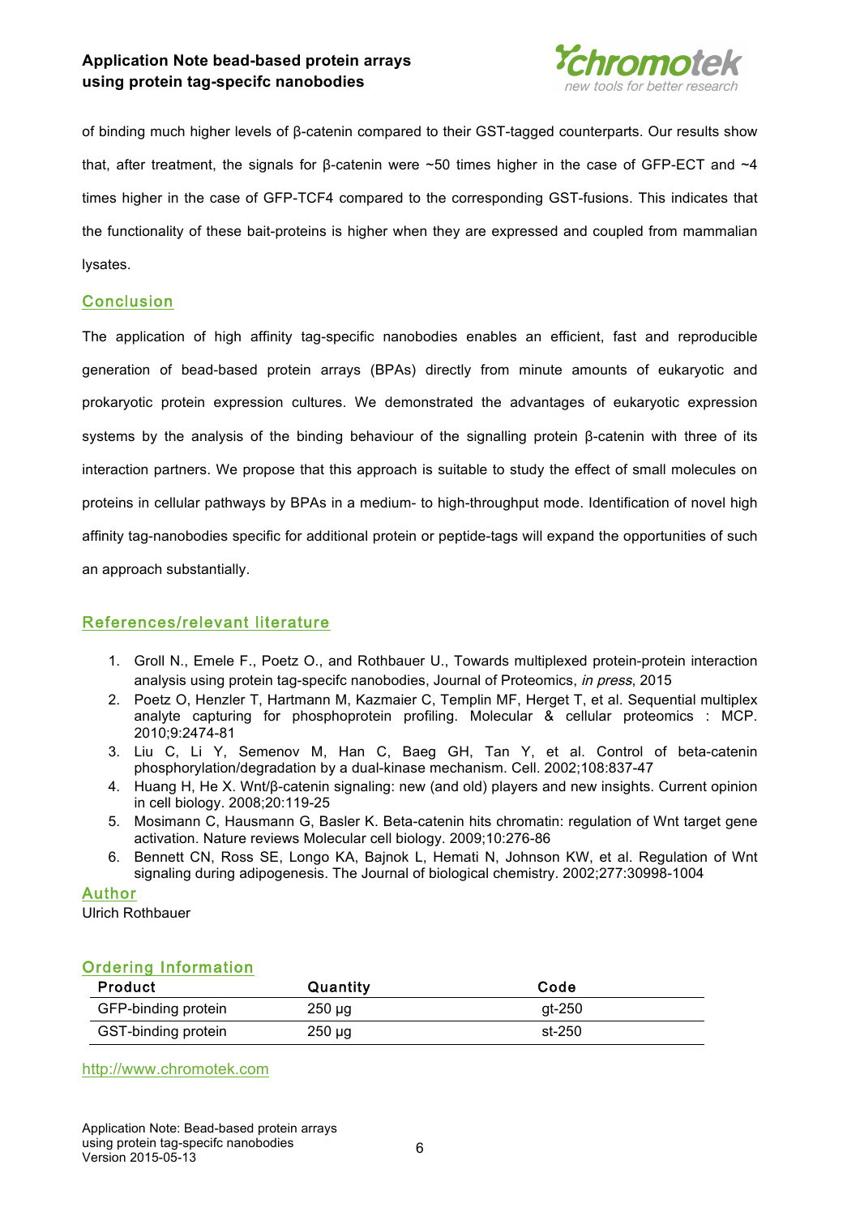of binding much higher levels of β-catenin compared to their GST-tagged counterparts. Our results show that, after treatment, the signals for β-catenin were ~50 times higher in the case of GFP-ECT and ~4 times higher in the case of GFP-TCF4 compared to the corresponding GST-fusions. This indicates that the functionality of these bait-proteins is higher when they are expressed and coupled from mammalian lysates.

## Conclusion

The application of high affinity tag-specific nanobodies enables an efficient, fast and reproducible generation of bead-based protein arrays (BPAs) directly from minute amounts of eukaryotic and prokaryotic protein expression cultures. We demonstrated the advantages of eukaryotic expression systems by the analysis of the binding behaviour of the signalling protein β-catenin with three of its interaction partners. We propose that this approach is suitable to study the effect of small molecules on proteins in cellular pathways by BPAs in a medium- to high-throughput mode. Identification of novel high affinity tag-nanobodies specific for additional protein or peptide-tags will expand the opportunities of such an approach substantially.

## References/relevant literature

1. Groll N., Emele F., Poetz O., and Rothbauer U., Towards multiplexed protein-protein interaction analysis using protein tag-specifc nanobodies, Journal of Proteomics, *in press*, 2015
2. Poetz O, Henzler T, Hartmann M, Kazmaier C, Templin MF, Herget T, et al. Sequential multiplex analyte capturing for phosphoprotein profiling. Molecular & cellular proteomics : MCP. 2010;9:2474-81
3. Liu C, Li Y, Semenov M, Han C, Baeg GH, Tan Y, et al. Control of beta-catenin phosphorylation/degradation by a dual-kinase mechanism. Cell. 2002;108:837-47
4. Huang H, He X. Wnt/β-catenin signaling: new (and old) players and new insights. Current opinion in cell biology. 2008;20:119-25
5. Mosimann C, Hausmann G, Basler K. Beta-catenin hits chromatin: regulation of Wnt target gene activation. Nature reviews Molecular cell biology. 2009;10:276-86
6. Bennett CN, Ross SE, Longo KA, Bajnok L, Hemati N, Johnson KW, et al. Regulation of Wnt signaling during adipogenesis. The Journal of biological chemistry. 2002;277:30998-1004

## Author

Ulrich Rothbauer

## Ordering Information

| Product | Quantity | Code |
|---|---|---|
| GFP-binding protein | 250 µg | gt-250 |
| GST-binding protein | 250 µg | st-250 |

http://www.chromotek.com